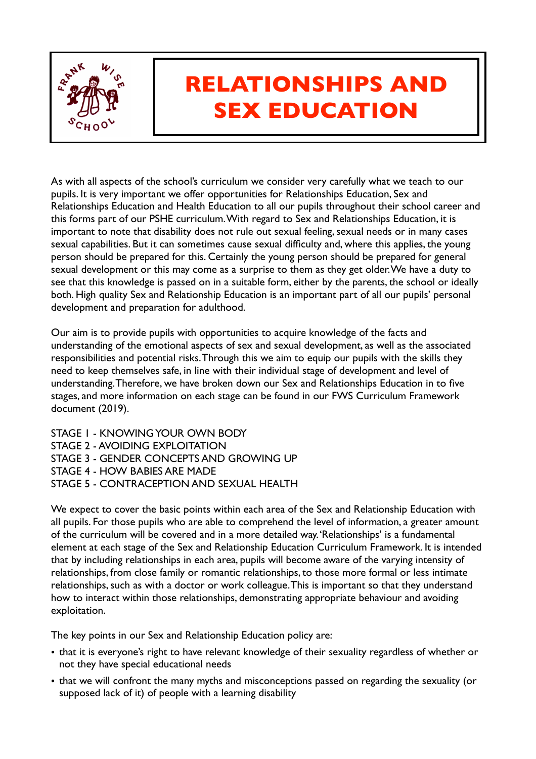# RELATIONSHIPS AND SEX EDUCATION

As with all aspects of the school's curriculum we consider very carefully what we teach to our pupils. It is very important we offer opportunities for Relationships Education, Sex and Relationships Education and Health Education to all our pupils throughout their school career and this forms part of our PSHE curriculum. With regard to Sex and Relationships Education, it is important to note that disability does not rule out sexual feeling, sexual needs or in many cases sexual capabilities. But it can sometimes cause sexual difficulty and, where this applies, the young person should be prepared for this. Certainly the young person should be prepared for general sexual development or this may come as a surprise to them as they get older. We have a duty to see that this knowledge is passed on in a suitable form, either by the parents, the school or ideally both. High quality Sex and Relationship Education is an important part of all our pupils' personal development and preparation for adulthood.

Our aim is to provide pupils with opportunities to acquire knowledge of the facts and understanding of the emotional aspects of sex and sexual development, as well as the associated responsibilities and potential risks. Through this we aim to equip our pupils with the skills they need to keep themselves safe, in line with their individual stage of development and level of understanding. Therefore, we have broken down our Sex and Relationships Education in to five stages, and more information on each stage can be found in our FWS Curriculum Framework document (2019).

STAGE 1 - KNOWING YOUR OWN BODY
STAGE 2 - AVOIDING EXPLOITATION
STAGE 3 - GENDER CONCEPTS AND GROWING UP
STAGE 4 - HOW BABIES ARE MADE
STAGE 5 - CONTRACEPTION AND SEXUAL HEALTH

We expect to cover the basic points within each area of the Sex and Relationship Education with all pupils. For those pupils who are able to comprehend the level of information, a greater amount of the curriculum will be covered and in a more detailed way. 'Relationships' is a fundamental element at each stage of the Sex and Relationship Education Curriculum Framework. It is intended that by including relationships in each area, pupils will become aware of the varying intensity of relationships, from close family or romantic relationships, to those more formal or less intimate relationships, such as with a doctor or work colleague. This is important so that they understand how to interact within those relationships, demonstrating appropriate behaviour and avoiding exploitation.

The key points in our Sex and Relationship Education policy are:

- that it is everyone's right to have relevant knowledge of their sexuality regardless of whether or not they have special educational needs
- that we will confront the many myths and misconceptions passed on regarding the sexuality (or supposed lack of it) of people with a learning disability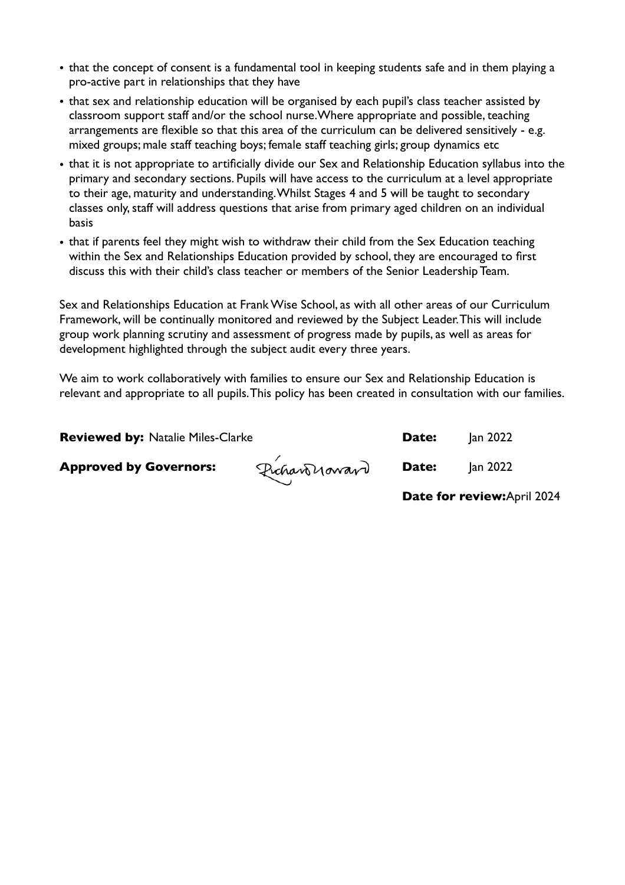- that the concept of consent is a fundamental tool in keeping students safe and in them playing a pro-active part in relationships that they have
- that sex and relationship education will be organised by each pupil's class teacher assisted by classroom support staff and/or the school nurse. Where appropriate and possible, teaching arrangements are flexible so that this area of the curriculum can be delivered sensitively - e.g. mixed groups; male staff teaching boys; female staff teaching girls; group dynamics etc
- that it is not appropriate to artificially divide our Sex and Relationship Education syllabus into the primary and secondary sections. Pupils will have access to the curriculum at a level appropriate to their age, maturity and understanding. Whilst Stages 4 and 5 will be taught to secondary classes only, staff will address questions that arise from primary aged children on an individual basis
- that if parents feel they might wish to withdraw their child from the Sex Education teaching within the Sex and Relationships Education provided by school, they are encouraged to first discuss this with their child's class teacher or members of the Senior Leadership Team.

Sex and Relationships Education at Frank Wise School, as with all other areas of our Curriculum Framework, will be continually monitored and reviewed by the Subject Leader. This will include group work planning scrutiny and assessment of progress made by pupils, as well as areas for development highlighted through the subject audit every three years.

We aim to work collaboratively with families to ensure our Sex and Relationship Education is relevant and appropriate to all pupils. This policy has been created in consultation with our families.

**Reviewed by:** Natalie Miles-Clarke **Date:** Jan 2022

**Approved by Governors:** Richard Howard **Date:** Jan 2022

**Date for review:** April 2024